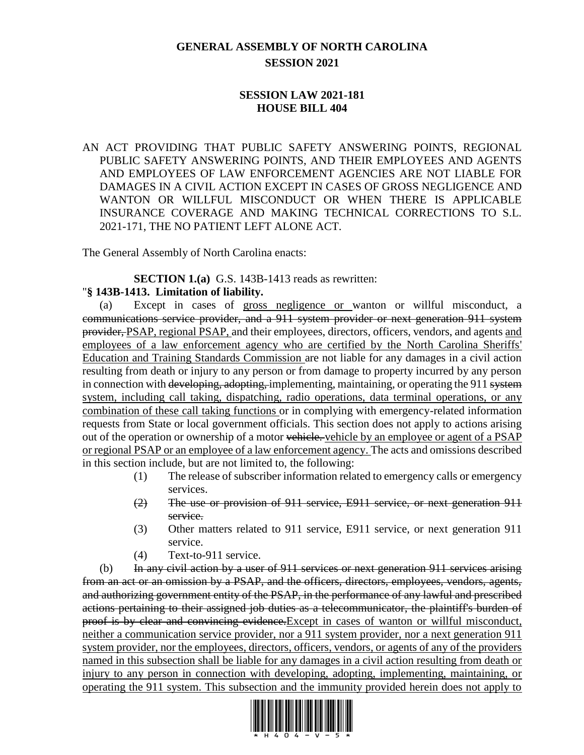# GENERAL ASSEMBLY OF NORTH CAROLINA
## SESSION 2021

## SESSION LAW 2021-181
## HOUSE BILL 404

AN ACT PROVIDING THAT PUBLIC SAFETY ANSWERING POINTS, REGIONAL PUBLIC SAFETY ANSWERING POINTS, AND THEIR EMPLOYEES AND AGENTS AND EMPLOYEES OF LAW ENFORCEMENT AGENCIES ARE NOT LIABLE FOR DAMAGES IN A CIVIL ACTION EXCEPT IN CASES OF GROSS NEGLIGENCE AND WANTON OR WILLFUL MISCONDUCT OR WHEN THERE IS APPLICABLE INSURANCE COVERAGE AND MAKING TECHNICAL CORRECTIONS TO S.L. 2021-171, THE NO PATIENT LEFT ALONE ACT.

The General Assembly of North Carolina enacts:

**SECTION 1.(a)** G.S. 143B-1413 reads as rewritten:

"**§ 143B-1413. Limitation of liability.**

(a) Except in cases of <u>gross negligence or</u> wanton or willful misconduct, a ~~communications service provider, and a 911 system provider or next generation 911 system provider,~~ <u>PSAP, regional PSAP,</u> and their employees, directors, officers, vendors, and agents <u>and employees of a law enforcement agency who are certified by the North Carolina Sheriffs' Education and Training Standards Commission</u> are not liable for any damages in a civil action resulting from death or injury to any person or from damage to property incurred by any person in connection with ~~developing, adopting,~~ implementing, maintaining, or operating the 911 ~~system~~ <u>system, including call taking, dispatching, radio operations, data terminal operations, or any combination of these call taking functions</u> or in complying with emergency-related information requests from State or local government officials. This section does not apply to actions arising out of the operation or ownership of a motor ~~vehicle.~~ <u>vehicle by an employee or agent of a PSAP or regional PSAP or an employee of a law enforcement agency.</u> The acts and omissions described in this section include, but are not limited to, the following:

(1) The release of subscriber information related to emergency calls or emergency services.

~~(2) The use or provision of 911 service, E911 service, or next generation 911 service.~~

(3) Other matters related to 911 service, E911 service, or next generation 911 service.

(4) Text-to-911 service.

(b) ~~In any civil action by a user of 911 services or next generation 911 services arising from an act or an omission by a PSAP, and the officers, directors, employees, vendors, agents, and authorizing government entity of the PSAP, in the performance of any lawful and prescribed actions pertaining to their assigned job duties as a telecommunicator, the plaintiff's burden of proof is by clear and convincing evidence.~~ <u>Except in cases of wanton or willful misconduct, neither a communication service provider, nor a 911 system provider, nor a next generation 911 system provider, nor the employees, directors, officers, vendors, or agents of any of the providers named in this subsection shall be liable for any damages in a civil action resulting from death or injury to any person in connection with developing, adopting, implementing, maintaining, or operating the 911 system. This subsection and the immunity provided herein does not apply to</u>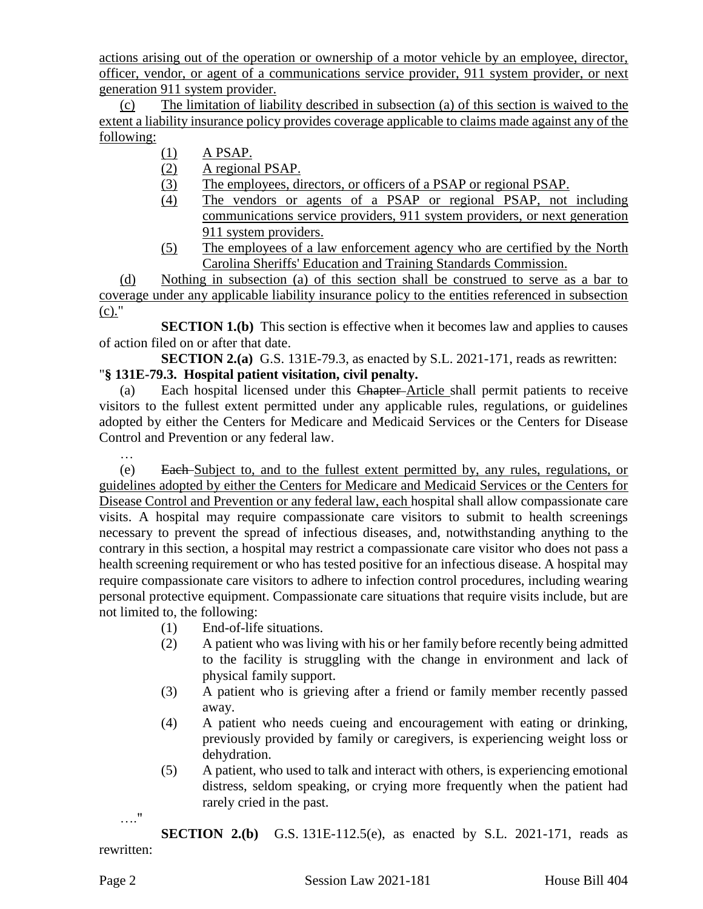actions arising out of the operation or ownership of a motor vehicle by an employee, director, officer, vendor, or agent of a communications service provider, 911 system provider, or next generation 911 system provider.

(c) The limitation of liability described in subsection (a) of this section is waived to the extent a liability insurance policy provides coverage applicable to claims made against any of the following:

(1) A PSAP.
(2) A regional PSAP.
(3) The employees, directors, or officers of a PSAP or regional PSAP.
(4) The vendors or agents of a PSAP or regional PSAP, not including communications service providers, 911 system providers, or next generation 911 system providers.
(5) The employees of a law enforcement agency who are certified by the North Carolina Sheriffs' Education and Training Standards Commission.

(d) Nothing in subsection (a) of this section shall be construed to serve as a bar to coverage under any applicable liability insurance policy to the entities referenced in subsection (c)."

**SECTION 1.(b)** This section is effective when it becomes law and applies to causes of action filed on or after that date.

**SECTION 2.(a)** G.S. 131E-79.3, as enacted by S.L. 2021-171, reads as rewritten:

"**§ 131E-79.3. Hospital patient visitation, civil penalty.**

(a) Each hospital licensed under this ~~Chapter~~ Article shall permit patients to receive visitors to the fullest extent permitted under any applicable rules, regulations, or guidelines adopted by either the Centers for Medicare and Medicaid Services or the Centers for Disease Control and Prevention or any federal law.

…

(e) ~~Each~~ Subject to, and to the fullest extent permitted by, any rules, regulations, or guidelines adopted by either the Centers for Medicare and Medicaid Services or the Centers for Disease Control and Prevention or any federal law, each hospital shall allow compassionate care visits. A hospital may require compassionate care visitors to submit to health screenings necessary to prevent the spread of infectious diseases, and, notwithstanding anything to the contrary in this section, a hospital may restrict a compassionate care visitor who does not pass a health screening requirement or who has tested positive for an infectious disease. A hospital may require compassionate care visitors to adhere to infection control procedures, including wearing personal protective equipment. Compassionate care situations that require visits include, but are not limited to, the following:

(1) End-of-life situations.
(2) A patient who was living with his or her family before recently being admitted to the facility is struggling with the change in environment and lack of physical family support.
(3) A patient who is grieving after a friend or family member recently passed away.
(4) A patient who needs cueing and encouragement with eating or drinking, previously provided by family or caregivers, is experiencing weight loss or dehydration.
(5) A patient, who used to talk and interact with others, is experiencing emotional distress, seldom speaking, or crying more frequently when the patient had rarely cried in the past.

…."

**SECTION 2.(b)** G.S. 131E-112.5(e), as enacted by S.L. 2021-171, reads as rewritten: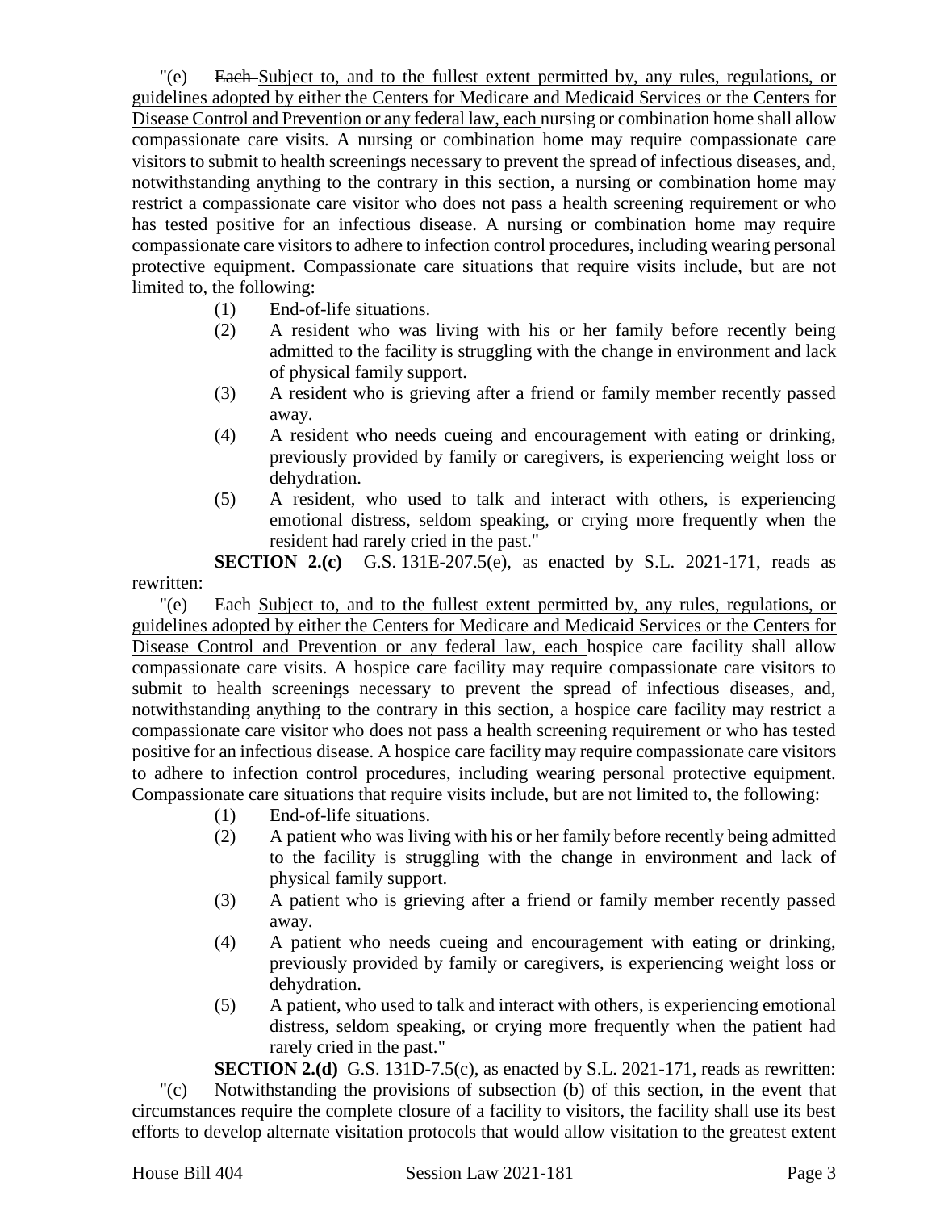"(e) ~~Each~~ Subject to, and to the fullest extent permitted by, any rules, regulations, or guidelines adopted by either the Centers for Medicare and Medicaid Services or the Centers for Disease Control and Prevention or any federal law, each nursing or combination home shall allow compassionate care visits. A nursing or combination home may require compassionate care visitors to submit to health screenings necessary to prevent the spread of infectious diseases, and, notwithstanding anything to the contrary in this section, a nursing or combination home may restrict a compassionate care visitor who does not pass a health screening requirement or who has tested positive for an infectious disease. A nursing or combination home may require compassionate care visitors to adhere to infection control procedures, including wearing personal protective equipment. Compassionate care situations that require visits include, but are not limited to, the following:

(1) End-of-life situations.
(2) A resident who was living with his or her family before recently being admitted to the facility is struggling with the change in environment and lack of physical family support.
(3) A resident who is grieving after a friend or family member recently passed away.
(4) A resident who needs cueing and encouragement with eating or drinking, previously provided by family or caregivers, is experiencing weight loss or dehydration.
(5) A resident, who used to talk and interact with others, is experiencing emotional distress, seldom speaking, or crying more frequently when the resident had rarely cried in the past."

**SECTION 2.(c)** G.S. 131E-207.5(e), as enacted by S.L. 2021-171, reads as rewritten:

"(e) ~~Each~~ Subject to, and to the fullest extent permitted by, any rules, regulations, or guidelines adopted by either the Centers for Medicare and Medicaid Services or the Centers for Disease Control and Prevention or any federal law, each hospice care facility shall allow compassionate care visits. A hospice care facility may require compassionate care visitors to submit to health screenings necessary to prevent the spread of infectious diseases, and, notwithstanding anything to the contrary in this section, a hospice care facility may restrict a compassionate care visitor who does not pass a health screening requirement or who has tested positive for an infectious disease. A hospice care facility may require compassionate care visitors to adhere to infection control procedures, including wearing personal protective equipment. Compassionate care situations that require visits include, but are not limited to, the following:

(1) End-of-life situations.
(2) A patient who was living with his or her family before recently being admitted to the facility is struggling with the change in environment and lack of physical family support.
(3) A patient who is grieving after a friend or family member recently passed away.
(4) A patient who needs cueing and encouragement with eating or drinking, previously provided by family or caregivers, is experiencing weight loss or dehydration.
(5) A patient, who used to talk and interact with others, is experiencing emotional distress, seldom speaking, or crying more frequently when the patient had rarely cried in the past."

**SECTION 2.(d)** G.S. 131D-7.5(c), as enacted by S.L. 2021-171, reads as rewritten:

"(c) Notwithstanding the provisions of subsection (b) of this section, in the event that circumstances require the complete closure of a facility to visitors, the facility shall use its best efforts to develop alternate visitation protocols that would allow visitation to the greatest extent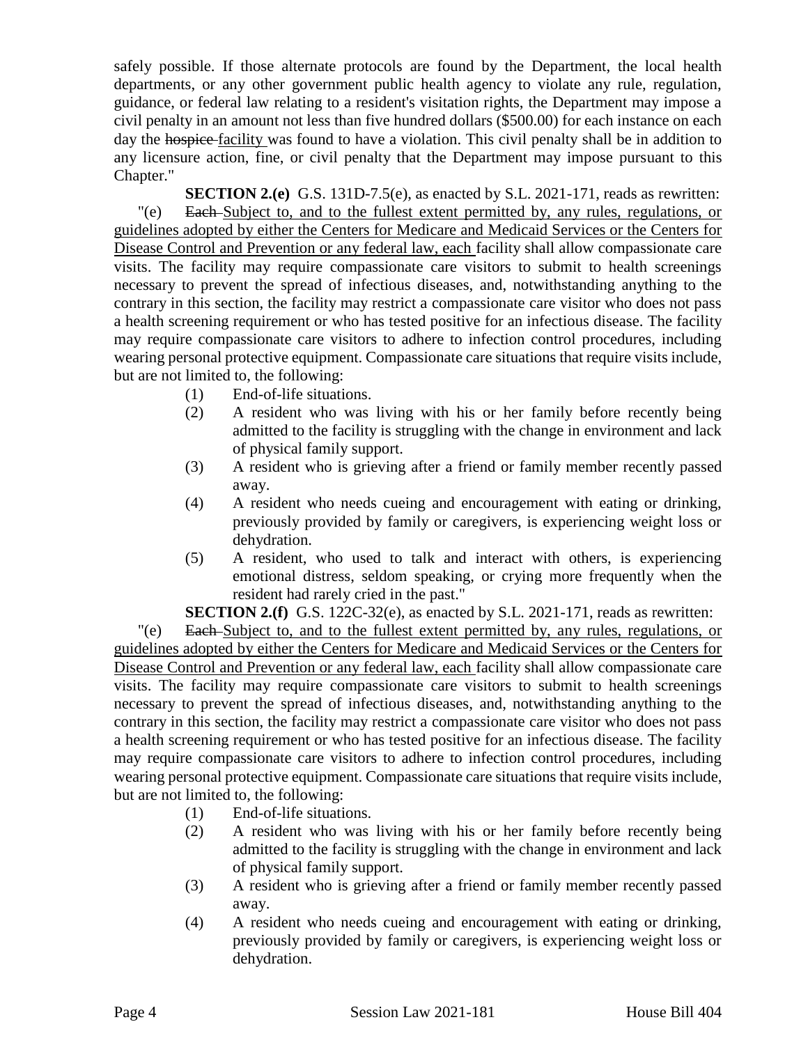safely possible. If those alternate protocols are found by the Department, the local health departments, or any other government public health agency to violate any rule, regulation, guidance, or federal law relating to a resident's visitation rights, the Department may impose a civil penalty in an amount not less than five hundred dollars ($500.00) for each instance on each day the ~~hospice~~ <u>facility</u> was found to have a violation. This civil penalty shall be in addition to any licensure action, fine, or civil penalty that the Department may impose pursuant to this Chapter."

**SECTION 2.(e)** G.S. 131D-7.5(e), as enacted by S.L. 2021-171, reads as rewritten:

"(e) ~~Each~~ <u>Subject to, and to the fullest extent permitted by, any rules, regulations, or guidelines adopted by either the Centers for Medicare and Medicaid Services or the Centers for Disease Control and Prevention or any federal law, each</u> facility shall allow compassionate care visits. The facility may require compassionate care visitors to submit to health screenings necessary to prevent the spread of infectious diseases, and, notwithstanding anything to the contrary in this section, the facility may restrict a compassionate care visitor who does not pass a health screening requirement or who has tested positive for an infectious disease. The facility may require compassionate care visitors to adhere to infection control procedures, including wearing personal protective equipment. Compassionate care situations that require visits include, but are not limited to, the following:

(1) End-of-life situations.
(2) A resident who was living with his or her family before recently being admitted to the facility is struggling with the change in environment and lack of physical family support.
(3) A resident who is grieving after a friend or family member recently passed away.
(4) A resident who needs cueing and encouragement with eating or drinking, previously provided by family or caregivers, is experiencing weight loss or dehydration.
(5) A resident, who used to talk and interact with others, is experiencing emotional distress, seldom speaking, or crying more frequently when the resident had rarely cried in the past."

**SECTION 2.(f)** G.S. 122C-32(e), as enacted by S.L. 2021-171, reads as rewritten:

"(e) ~~Each~~ <u>Subject to, and to the fullest extent permitted by, any rules, regulations, or guidelines adopted by either the Centers for Medicare and Medicaid Services or the Centers for Disease Control and Prevention or any federal law, each</u> facility shall allow compassionate care visits. The facility may require compassionate care visitors to submit to health screenings necessary to prevent the spread of infectious diseases, and, notwithstanding anything to the contrary in this section, the facility may restrict a compassionate care visitor who does not pass a health screening requirement or who has tested positive for an infectious disease. The facility may require compassionate care visitors to adhere to infection control procedures, including wearing personal protective equipment. Compassionate care situations that require visits include, but are not limited to, the following:

(1) End-of-life situations.
(2) A resident who was living with his or her family before recently being admitted to the facility is struggling with the change in environment and lack of physical family support.
(3) A resident who is grieving after a friend or family member recently passed away.
(4) A resident who needs cueing and encouragement with eating or drinking, previously provided by family or caregivers, is experiencing weight loss or dehydration.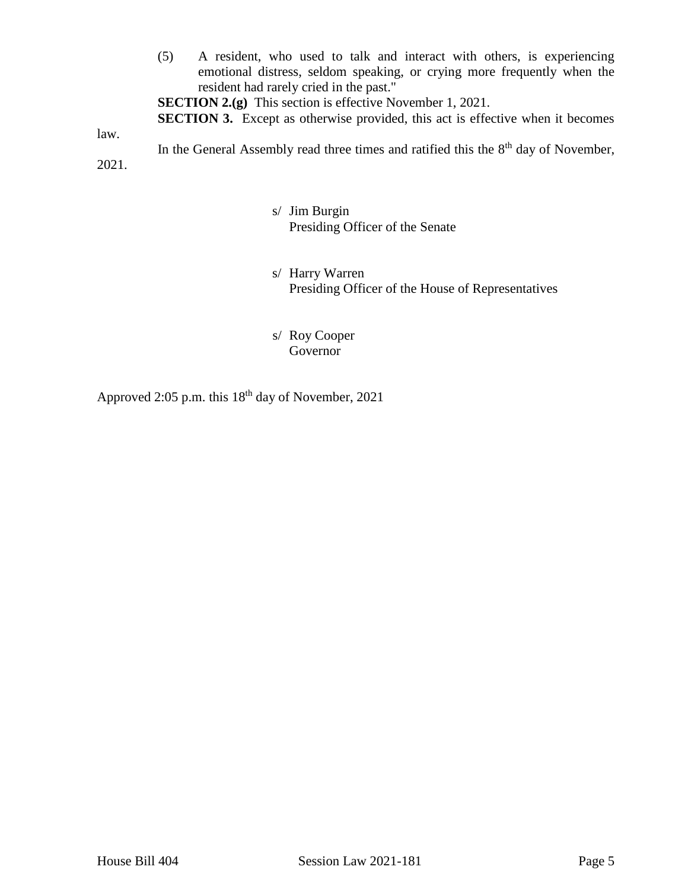(5) A resident, who used to talk and interact with others, is experiencing emotional distress, seldom speaking, or crying more frequently when the resident had rarely cried in the past."

**SECTION 2.(g)** This section is effective November 1, 2021.

**SECTION 3.** Except as otherwise provided, this act is effective when it becomes law.

In the General Assembly read three times and ratified this the 8th day of November, 2021.

s/ Jim Burgin
Presiding Officer of the Senate

s/ Harry Warren
Presiding Officer of the House of Representatives

s/ Roy Cooper
Governor

Approved 2:05 p.m. this 18th day of November, 2021